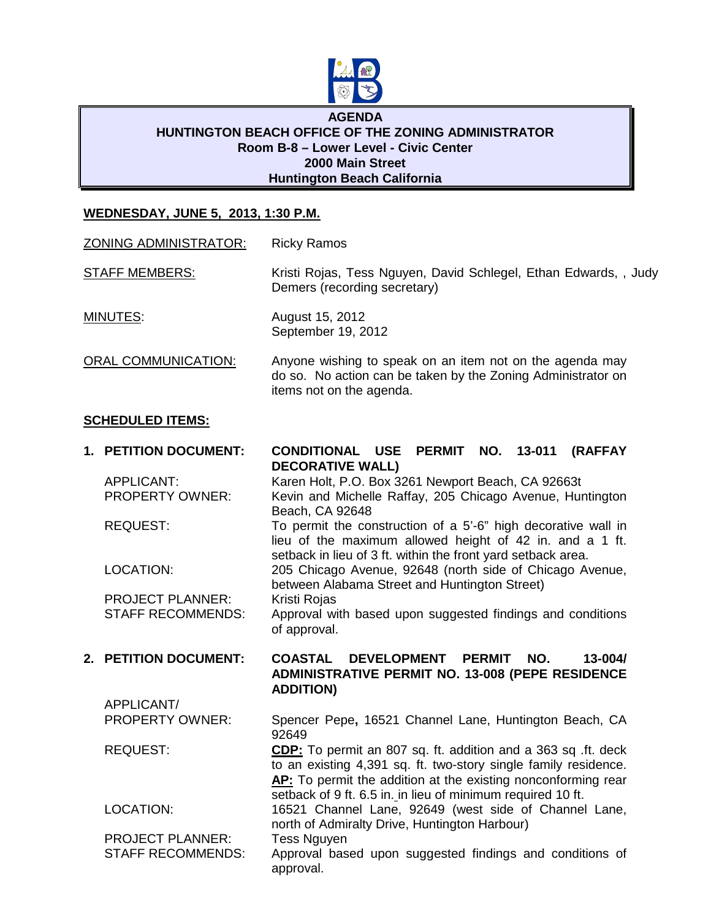# AGENDA
## HUNTINGTON BEACH OFFICE OF THE ZONING ADMINISTRATOR
### Room B-8 – Lower Level - Civic Center
### 2000 Main Street
### Huntington Beach California

**WEDNESDAY, JUNE 5, 2013, 1:30 P.M.**

ZONING ADMINISTRATOR: Ricky Ramos

STAFF MEMBERS: Kristi Rojas, Tess Nguyen, David Schlegel, Ethan Edwards, , Judy Demers (recording secretary)

MINUTES: August 15, 2012
September 19, 2012

ORAL COMMUNICATION: Anyone wishing to speak on an item not on the agenda may do so. No action can be taken by the Zoning Administrator on items not on the agenda.

**SCHEDULED ITEMS:**

**1. PETITION DOCUMENT:** **CONDITIONAL USE PERMIT NO. 13-011 (RAFFAY DECORATIVE WALL)**

APPLICANT: Karen Holt, P.O. Box 3261 Newport Beach, CA 92663t

PROPERTY OWNER: Kevin and Michelle Raffay, 205 Chicago Avenue, Huntington Beach, CA 92648

REQUEST: To permit the construction of a 5'-6" high decorative wall in lieu of the maximum allowed height of 42 in. and a 1 ft. setback in lieu of 3 ft. within the front yard setback area.

LOCATION: 205 Chicago Avenue, 92648 (north side of Chicago Avenue, between Alabama Street and Huntington Street)

PROJECT PLANNER: Kristi Rojas

STAFF RECOMMENDS: Approval with based upon suggested findings and conditions of approval.

**2. PETITION DOCUMENT:** **COASTAL DEVELOPMENT PERMIT NO. 13-004/ ADMINISTRATIVE PERMIT NO. 13-008 (PEPE RESIDENCE ADDITION)**

APPLICANT/ PROPERTY OWNER: Spencer Pepe**,** 16521 Channel Lane, Huntington Beach, CA 92649

REQUEST: **CDP:** To permit an 807 sq. ft. addition and a 363 sq .ft. deck to an existing 4,391 sq. ft. two-story single family residence. **AP:** To permit the addition at the existing nonconforming rear setback of 9 ft. 6.5 in. in lieu of minimum required 10 ft.

LOCATION: 16521 Channel Lane, 92649 (west side of Channel Lane, north of Admiralty Drive, Huntington Harbour)

PROJECT PLANNER: Tess Nguyen

STAFF RECOMMENDS: Approval based upon suggested findings and conditions of approval.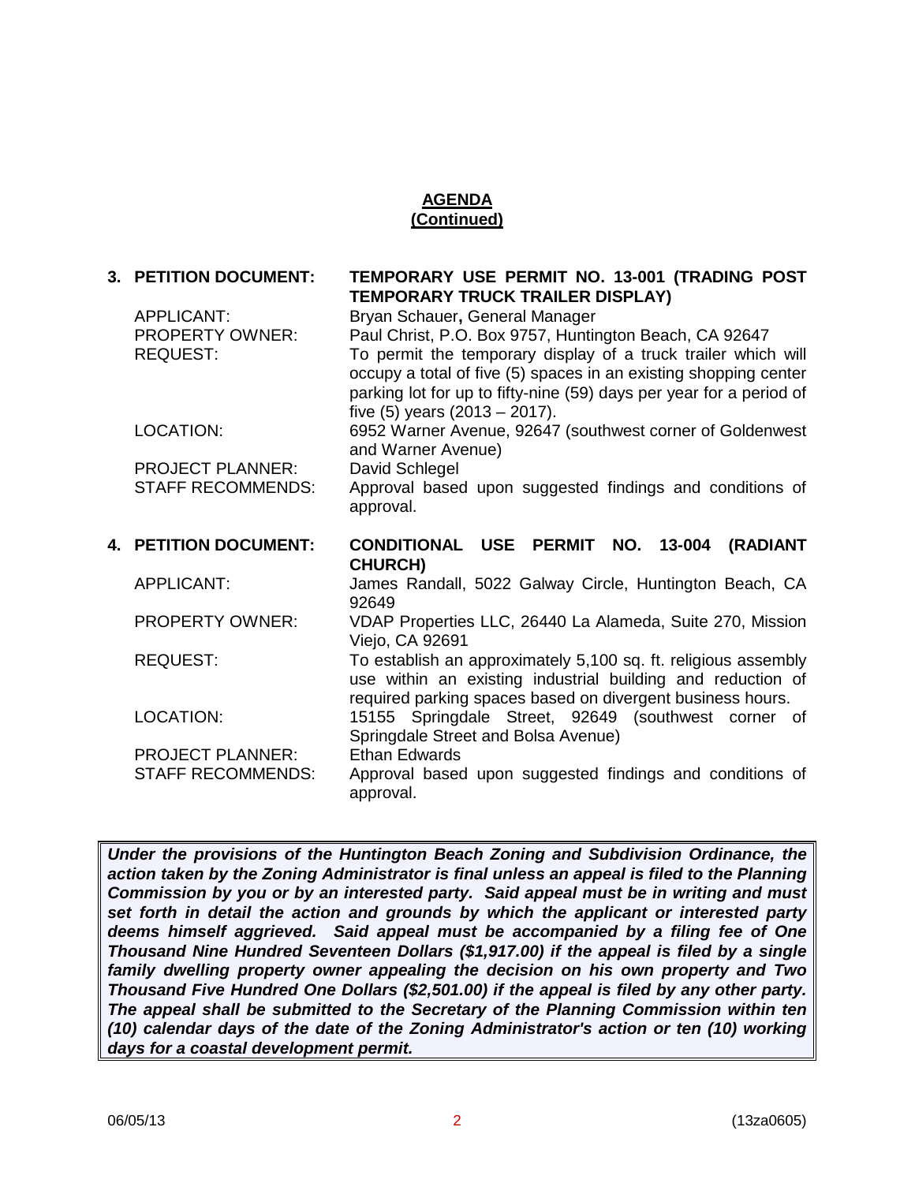## AGENDA
## (Continued)

**3. PETITION DOCUMENT:** **TEMPORARY USE PERMIT NO. 13-001 (TRADING POST TEMPORARY TRUCK TRAILER DISPLAY)**

| | |
|---|---|
| APPLICANT: | Bryan Schauer**,** General Manager |
| PROPERTY OWNER: | Paul Christ, P.O. Box 9757, Huntington Beach, CA 92647 |
| REQUEST: | To permit the temporary display of a truck trailer which will occupy a total of five (5) spaces in an existing shopping center parking lot for up to fifty-nine (59) days per year for a period of five (5) years (2013 – 2017). |
| LOCATION: | 6952 Warner Avenue, 92647 (southwest corner of Goldenwest and Warner Avenue) |
| PROJECT PLANNER: | David Schlegel |
| STAFF RECOMMENDS: | Approval based upon suggested findings and conditions of approval. |

**4. PETITION DOCUMENT:** **CONDITIONAL USE PERMIT NO. 13-004 (RADIANT CHURCH)**

| | |
|---|---|
| APPLICANT: | James Randall, 5022 Galway Circle, Huntington Beach, CA 92649 |
| PROPERTY OWNER: | VDAP Properties LLC, 26440 La Alameda, Suite 270, Mission Viejo, CA 92691 |
| REQUEST: | To establish an approximately 5,100 sq. ft. religious assembly use within an existing industrial building and reduction of required parking spaces based on divergent business hours. |
| LOCATION: | 15155 Springdale Street, 92649 (southwest corner of Springdale Street and Bolsa Avenue) |
| PROJECT PLANNER: | Ethan Edwards |
| STAFF RECOMMENDS: | Approval based upon suggested findings and conditions of approval. |

***Under the provisions of the Huntington Beach Zoning and Subdivision Ordinance, the action taken by the Zoning Administrator is final unless an appeal is filed to the Planning Commission by you or by an interested party. Said appeal must be in writing and must set forth in detail the action and grounds by which the applicant or interested party deems himself aggrieved. Said appeal must be accompanied by a filing fee of One Thousand Nine Hundred Seventeen Dollars ($1,917.00) if the appeal is filed by a single family dwelling property owner appealing the decision on his own property and Two Thousand Five Hundred One Dollars ($2,501.00) if the appeal is filed by any other party. The appeal shall be submitted to the Secretary of the Planning Commission within ten (10) calendar days of the date of the Zoning Administrator's action or ten (10) working days for a coastal development permit.***